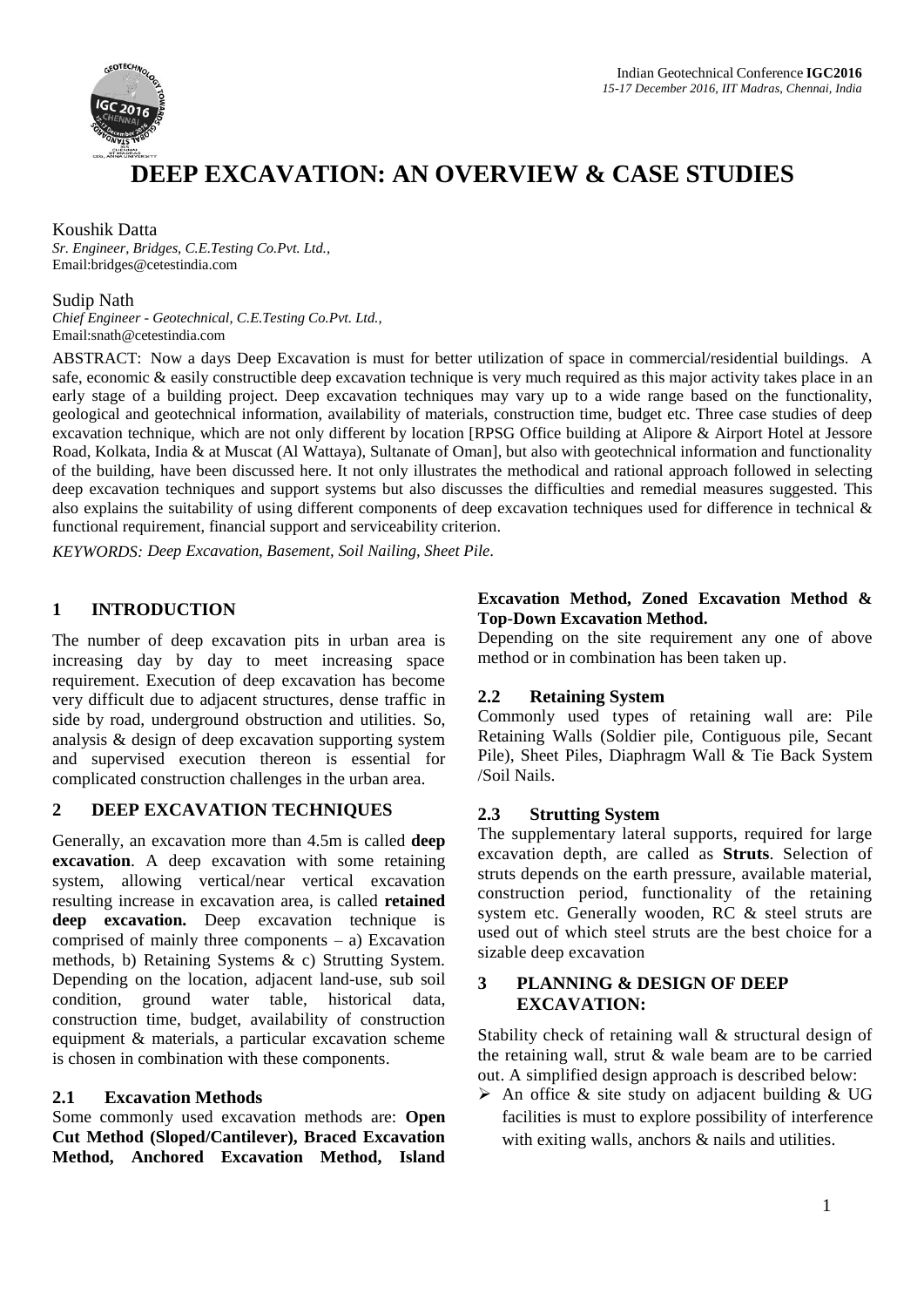# DEEP EXCAVATION: AN OVERVIEW & CASE STUDIES

Koushik Datta
*Sr. Engineer, Bridges, C.E.Testing Co.Pvt. Ltd.,*
Email:bridges@cetestindia.com

Sudip Nath
*Chief Engineer - Geotechnical, C.E.Testing Co.Pvt. Ltd.,*
Email:snath@cetestindia.com

ABSTRACT: Now a days Deep Excavation is must for better utilization of space in commercial/residential buildings. A safe, economic & easily constructible deep excavation technique is very much required as this major activity takes place in an early stage of a building project. Deep excavation techniques may vary up to a wide range based on the functionality, geological and geotechnical information, availability of materials, construction time, budget etc. Three case studies of deep excavation technique, which are not only different by location [RPSG Office building at Alipore & Airport Hotel at Jessore Road, Kolkata, India & at Muscat (Al Wattaya), Sultanate of Oman], but also with geotechnical information and functionality of the building, have been discussed here. It not only illustrates the methodical and rational approach followed in selecting deep excavation techniques and support systems but also discusses the difficulties and remedial measures suggested. This also explains the suitability of using different components of deep excavation techniques used for difference in technical & functional requirement, financial support and serviceability criterion.

*KEYWORDS: Deep Excavation, Basement, Soil Nailing, Sheet Pile.*

## 1 INTRODUCTION

The number of deep excavation pits in urban area is increasing day by day to meet increasing space requirement. Execution of deep excavation has become very difficult due to adjacent structures, dense traffic in side by road, underground obstruction and utilities. So, analysis & design of deep excavation supporting system and supervised execution thereon is essential for complicated construction challenges in the urban area.

## 2 DEEP EXCAVATION TECHNIQUES

Generally, an excavation more than 4.5m is called **deep excavation**. A deep excavation with some retaining system, allowing vertical/near vertical excavation resulting increase in excavation area, is called **retained deep excavation.** Deep excavation technique is comprised of mainly three components – a) Excavation methods, b) Retaining Systems & c) Strutting System. Depending on the location, adjacent land-use, sub soil condition, ground water table, historical data, construction time, budget, availability of construction equipment & materials, a particular excavation scheme is chosen in combination with these components.

### 2.1 Excavation Methods

Some commonly used excavation methods are: **Open Cut Method (Sloped/Cantilever), Braced Excavation Method, Anchored Excavation Method, Island Excavation Method, Zoned Excavation Method & Top-Down Excavation Method.**

Depending on the site requirement any one of above method or in combination has been taken up.

### 2.2 Retaining System

Commonly used types of retaining wall are: Pile Retaining Walls (Soldier pile, Contiguous pile, Secant Pile), Sheet Piles, Diaphragm Wall & Tie Back System /Soil Nails.

### 2.3 Strutting System

The supplementary lateral supports, required for large excavation depth, are called as **Struts**. Selection of struts depends on the earth pressure, available material, construction period, functionality of the retaining system etc. Generally wooden, RC & steel struts are used out of which steel struts are the best choice for a sizable deep excavation

## 3 PLANNING & DESIGN OF DEEP EXCAVATION:

Stability check of retaining wall & structural design of the retaining wall, strut & wale beam are to be carried out. A simplified design approach is described below:

- An office & site study on adjacent building & UG facilities is must to explore possibility of interference with exiting walls, anchors & nails and utilities.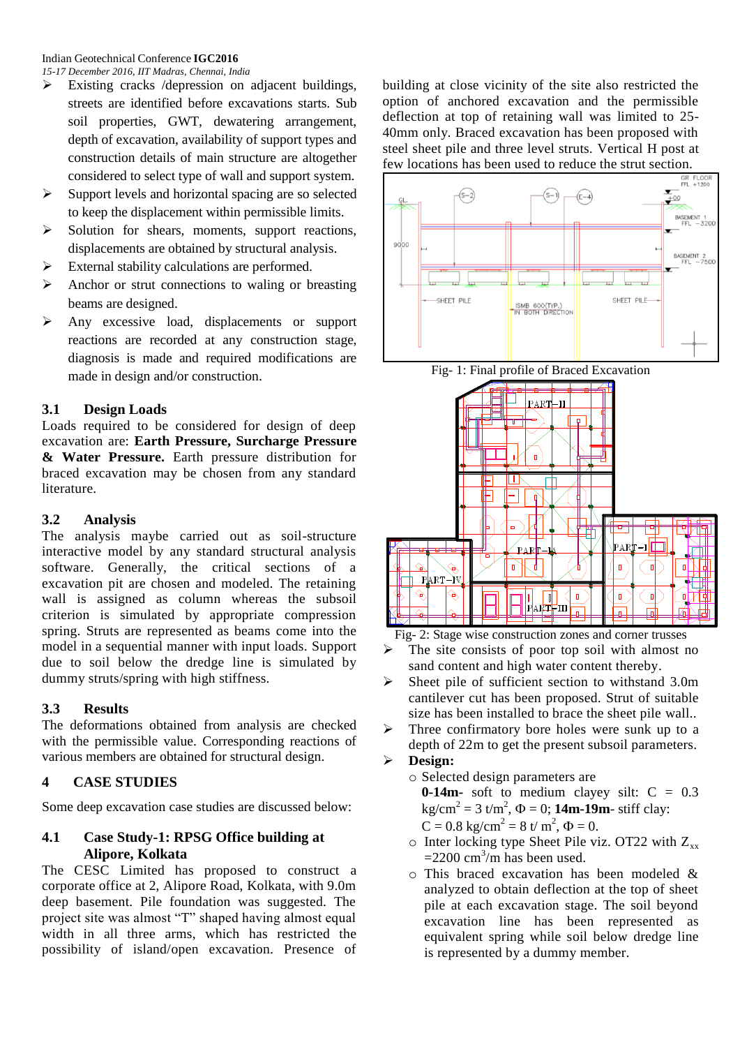- Existing cracks /depression on adjacent buildings, streets are identified before excavations starts. Sub soil properties, GWT, dewatering arrangement, depth of excavation, availability of support types and construction details of main structure are altogether considered to select type of wall and support system.
- Support levels and horizontal spacing are so selected to keep the displacement within permissible limits.
- Solution for shears, moments, support reactions, displacements are obtained by structural analysis.
- External stability calculations are performed.
- Anchor or strut connections to waling or breasting beams are designed.
- Any excessive load, displacements or support reactions are recorded at any construction stage, diagnosis is made and required modifications are made in design and/or construction.

### 3.1 Design Loads

Loads required to be considered for design of deep excavation are: **Earth Pressure, Surcharge Pressure & Water Pressure.** Earth pressure distribution for braced excavation may be chosen from any standard literature.

### 3.2 Analysis

The analysis maybe carried out as soil-structure interactive model by any standard structural analysis software. Generally, the critical sections of a excavation pit are chosen and modeled. The retaining wall is assigned as column whereas the subsoil criterion is simulated by appropriate compression spring. Struts are represented as beams come into the model in a sequential manner with input loads. Support due to soil below the dredge line is simulated by dummy struts/spring with high stiffness.

### 3.3 Results

The deformations obtained from analysis are checked with the permissible value. Corresponding reactions of various members are obtained for structural design.

## 4 CASE STUDIES

Some deep excavation case studies are discussed below:

### 4.1 Case Study-1: RPSG Office building at Alipore, Kolkata

The CESC Limited has proposed to construct a corporate office at 2, Alipore Road, Kolkata, with 9.0m deep basement. Pile foundation was suggested. The project site was almost "T" shaped having almost equal width in all three arms, which has restricted the possibility of island/open excavation. Presence of building at close vicinity of the site also restricted the option of anchored excavation and the permissible deflection at top of retaining wall was limited to 25-40mm only. Braced excavation has been proposed with steel sheet pile and three level struts. Vertical H post at few locations has been used to reduce the strut section.

Fig- 1: Final profile of Braced Excavation

Fig- 2: Stage wise construction zones and corner trusses

- The site consists of poor top soil with almost no sand content and high water content thereby.
- Sheet pile of sufficient section to withstand 3.0m cantilever cut has been proposed. Strut of suitable size has been installed to brace the sheet pile wall..
- Three confirmatory bore holes were sunk up to a depth of 22m to get the present subsoil parameters.
- **Design:**
  - Selected design parameters are **0-14m**- soft to medium clayey silt: C = 0.3 kg/cm$^2$ = 3 t/m$^2$, $\Phi = 0$; **14m-19m**- stiff clay: C = 0.8 kg/cm$^2$ = 8 t/ m$^2$, $\Phi = 0$.
  - Inter locking type Sheet Pile viz. OT22 with $Z_{xx}$ =2200 cm$^3$/m has been used.
  - This braced excavation has been modeled & analyzed to obtain deflection at the top of sheet pile at each excavation stage. The soil beyond excavation line has been represented as equivalent spring while soil below dredge line is represented by a dummy member.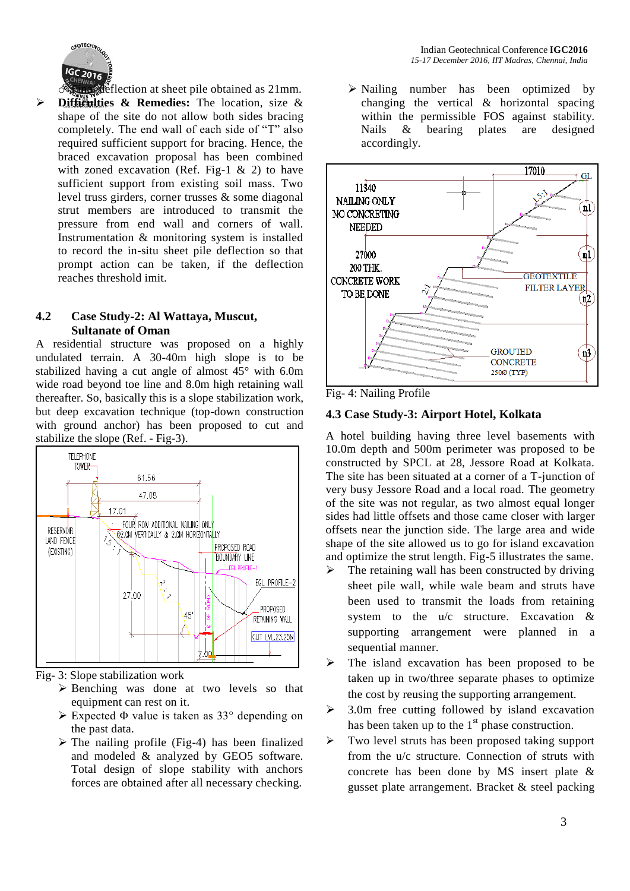Deflection at sheet pile obtained as 21mm.

- **Difficulties & Remedies:** The location, size & shape of the site do not allow both sides bracing completely. The end wall of each side of "T" also required sufficient support for bracing. Hence, the braced excavation proposal has been combined with zoned excavation (Ref. Fig-1 & 2) to have sufficient support from existing soil mass. Two level truss girders, corner trusses & some diagonal strut members are introduced to transmit the pressure from end wall and corners of wall. Instrumentation & monitoring system is installed to record the in-situ sheet pile deflection so that prompt action can be taken, if the deflection reaches threshold imit.

### 4.2 Case Study-2: Al Wattaya, Muscut, Sultanate of Oman

A residential structure was proposed on a highly undulated terrain. A 30-40m high slope is to be stabilized having a cut angle of almost 45° with 6.0m wide road beyond toe line and 8.0m high retaining wall thereafter. So, basically this is a slope stabilization work, but deep excavation technique (top-down construction with ground anchor) has been proposed to cut and stabilize the slope (Ref. - Fig-3).

Fig- 3: Slope stabilization work

- Benching was done at two levels so that equipment can rest on it.
- Expected Φ value is taken as 33° depending on the past data.
- The nailing profile (Fig-4) has been finalized and modeled & analyzed by GEO5 software. Total design of slope stability with anchors forces are obtained after all necessary checking.
- Nailing number has been optimized by changing the vertical & horizontal spacing within the permissible FOS against stability. Nails & bearing plates are designed accordingly.

Fig- 4: Nailing Profile

### 4.3 Case Study-3: Airport Hotel, Kolkata

A hotel building having three level basements with 10.0m depth and 500m perimeter was proposed to be constructed by SPCL at 28, Jessore Road at Kolkata. The site has been situated at a corner of a T-junction of very busy Jessore Road and a local road. The geometry of the site was not regular, as two almost equal longer sides had little offsets and those came closer with larger offsets near the junction side. The large area and wide shape of the site allowed us to go for island excavation and optimize the strut length. Fig-5 illustrates the same.

- The retaining wall has been constructed by driving sheet pile wall, while wale beam and struts have been used to transmit the loads from retaining system to the u/c structure. Excavation & supporting arrangement were planned in a sequential manner.
- The island excavation has been proposed to be taken up in two/three separate phases to optimize the cost by reusing the supporting arrangement.
- 3.0m free cutting followed by island excavation has been taken up to the 1st phase construction.
- Two level struts has been proposed taking support from the u/c structure. Connection of struts with concrete has been done by MS insert plate & gusset plate arrangement. Bracket & steel packing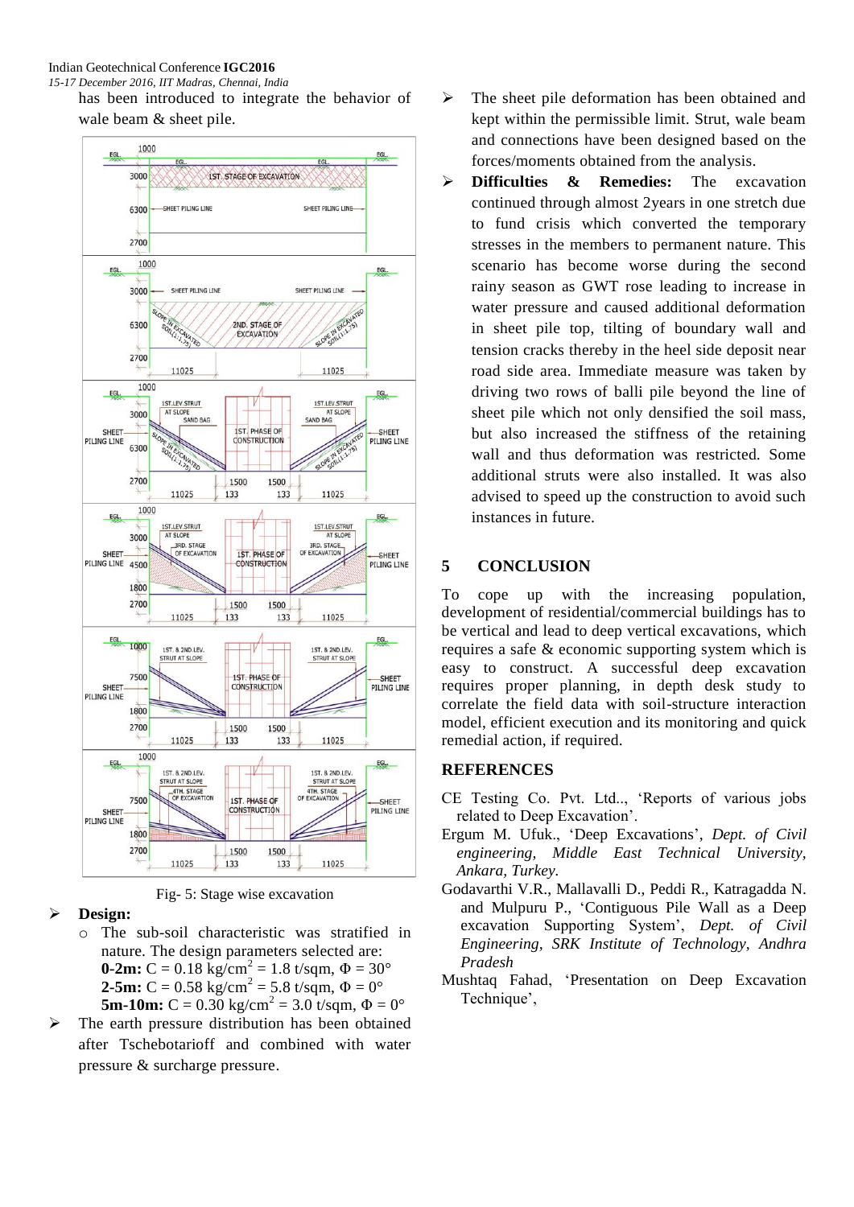has been introduced to integrate the behavior of wale beam & sheet pile.

EGL 1000 EGL EGL EGL
3000 1ST. STAGE OF EXCAVATION
6300 SHEET PILING LINE SHEET PILING LINE
2700

EGL 1000 EGL
3000 SHEET PILING LINE SHEET PILING LINE
6300 SLOPE IN EXCAVATED SOIL(1:1.75) 2ND. STAGE OF EXCAVATION SLOPE IN EXCAVATED SOIL(1:1.75)
2700 11025 11025

EGL 1000 EGL
1ST.LEV.STRUT AT SLOPE 1ST.LEV.STRUT AT SLOPE
3000 SAND BAG SAND BAG
SHEET PILING LINE 1ST. PHASE OF CONSTRUCTION SHEET PILING LINE
6300 SLOPE IN EXCAVATED SOIL(1:1.75) SLOPE IN EXCAVATED SOIL(1:1.75)
2700 1500 1500
11025 133 133 11025

EGL 1000 EGL
1ST.LEV.STRUT AT SLOPE 1ST.LEV.STRUT AT SLOPE
3000 3RD. STAGE OF EXCAVATION 3RD. STAGE OF EXCAVATION
SHEET PILING LINE 4500 1ST. PHASE OF CONSTRUCTION SHEET PILING LINE
1800
2700 1500 1500
11025 133 133 11025

EGL 1000 EGL
1ST. & 2ND.LEV. STRUT AT SLOPE 1ST. & 2ND.LEV. STRUT AT SLOPE
7500 1ST. PHASE OF CONSTRUCTION SHEET PILING LINE
SHEET PILING LINE
1800
2700 1500 1500
11025 133 133 11025

EGL 1000 EGL
1ST. & 2ND.LEV. STRUT AT SLOPE 1ST. & 2ND.LEV. STRUT AT SLOPE
4TH. STAGE OF EXCAVATION 4TH. STAGE OF EXCAVATION
7500 1ST. PHASE OF CONSTRUCTION SHEET PILING LINE
SHEET PILING LINE
1800
2700 1500 1500
11025 133 133 11025

Fig- 5: Stage wise excavation

- **Design:**
  - The sub-soil characteristic was stratified in nature. The design parameters selected are:
    **0-2m:** C = 0.18 kg/cm$^2$ = 1.8 t/sqm, Φ = 30°
    **2-5m:** C = 0.58 kg/cm$^2$ = 5.8 t/sqm, Φ = 0°
    **5m-10m:** C = 0.30 kg/cm$^2$ = 3.0 t/sqm, Φ = 0°
- The earth pressure distribution has been obtained after Tschebotarioff and combined with water pressure & surcharge pressure.
- The sheet pile deformation has been obtained and kept within the permissible limit. Strut, wale beam and connections have been designed based on the forces/moments obtained from the analysis.
- **Difficulties & Remedies:** The excavation continued through almost 2years in one stretch due to fund crisis which converted the temporary stresses in the members to permanent nature. This scenario has become worse during the second rainy season as GWT rose leading to increase in water pressure and caused additional deformation in sheet pile top, tilting of boundary wall and tension cracks thereby in the heel side deposit near road side area. Immediate measure was taken by driving two rows of balli pile beyond the line of sheet pile which not only densified the soil mass, but also increased the stiffness of the retaining wall and thus deformation was restricted. Some additional struts were also installed. It was also advised to speed up the construction to avoid such instances in future.

## 5 CONCLUSION

To cope up with the increasing population, development of residential/commercial buildings has to be vertical and lead to deep vertical excavations, which requires a safe & economic supporting system which is easy to construct. A successful deep excavation requires proper planning, in depth desk study to correlate the field data with soil-structure interaction model, efficient execution and its monitoring and quick remedial action, if required.

## REFERENCES

CE Testing Co. Pvt. Ltd.., 'Reports of various jobs related to Deep Excavation'.

Ergum M. Ufuk., 'Deep Excavations', *Dept. of Civil engineering, Middle East Technical University, Ankara, Turkey.*

Godavarthi V.R., Mallavalli D., Peddi R., Katragadda N. and Mulpuru P., 'Contiguous Pile Wall as a Deep excavation Supporting System', *Dept. of Civil Engineering, SRK Institute of Technology, Andhra Pradesh*

Mushtaq Fahad, 'Presentation on Deep Excavation Technique',